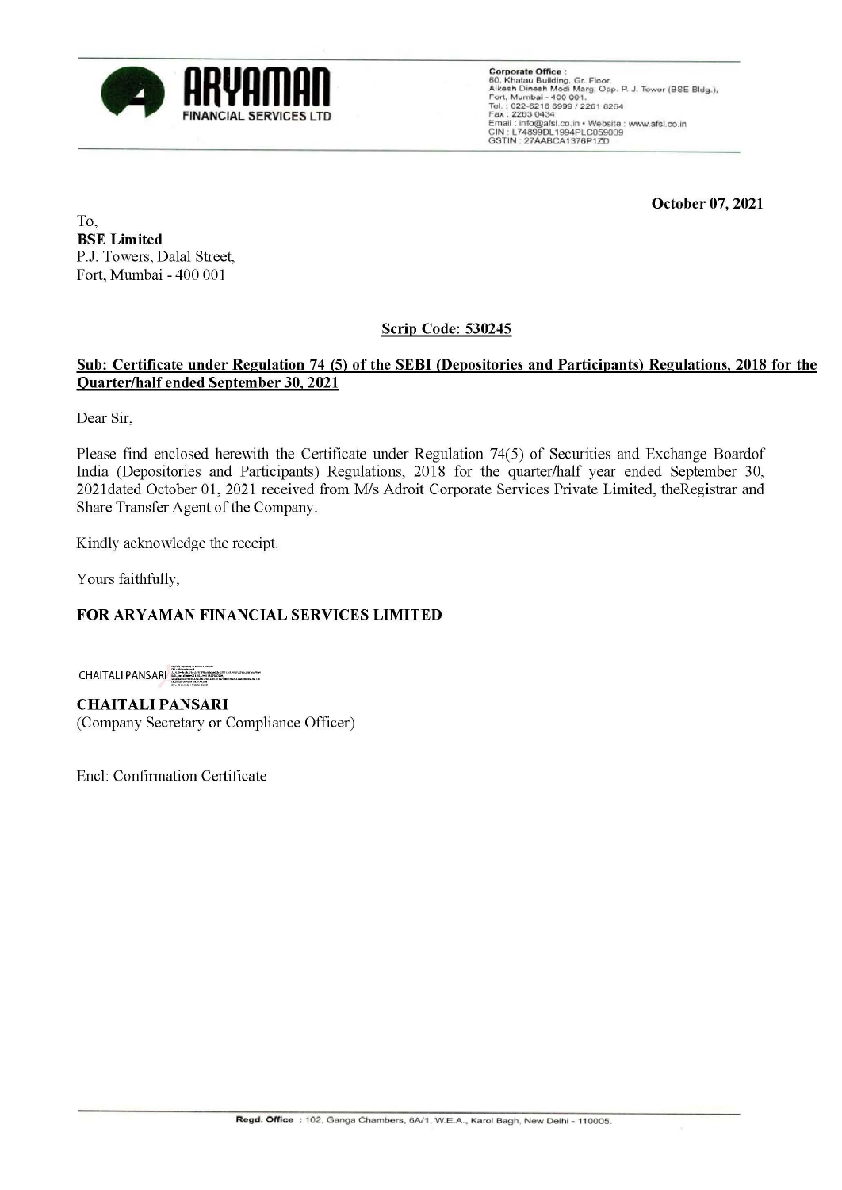**ARYAMAN**
FINANCIAL SERVICES LTD

**Corporate Office :**
60, Khatau Building, Gr. Floor,
Alkesh Dinesh Modi Marg, Opp. P. J. Tower (BSE Bldg.),
Fort, Mumbai - 400 001.
Tel. : 022-6216 6999 / 2261 8264
Fax : 2263 0434
Email : info@afsl.co.in • Website : www.afsl.co.in
CIN : L74899DL1994PLC059009
GSTIN : 27AABCA1376P1ZD

**October 07, 2021**

To,
**BSE Limited**
P.J. Towers, Dalal Street,
Fort, Mumbai - 400 001

**Scrip Code: 530245**

**Sub: Certificate under Regulation 74 (5) of the SEBI (Depositories and Participants) Regulations, 2018 for the Quarter/half ended September 30, 2021**

Dear Sir,

Please find enclosed herewith the Certificate under Regulation 74(5) of Securities and Exchange Boardof India (Depositories and Participants) Regulations, 2018 for the quarter/half year ended September 30, 2021dated October 01, 2021 received from M/s Adroit Corporate Services Private Limited, theRegistrar and Share Transfer Agent of the Company.

Kindly acknowledge the receipt.

Yours faithfully,

**FOR ARYAMAN FINANCIAL SERVICES LIMITED**

CHAITALI PANSARI

**CHAITALI PANSARI**
(Company Secretary or Compliance Officer)

Encl: Confirmation Certificate

**Regd. Office** : 102, Ganga Chambers, 6A/1, W.E.A., Karol Bagh, New Delhi - 110005.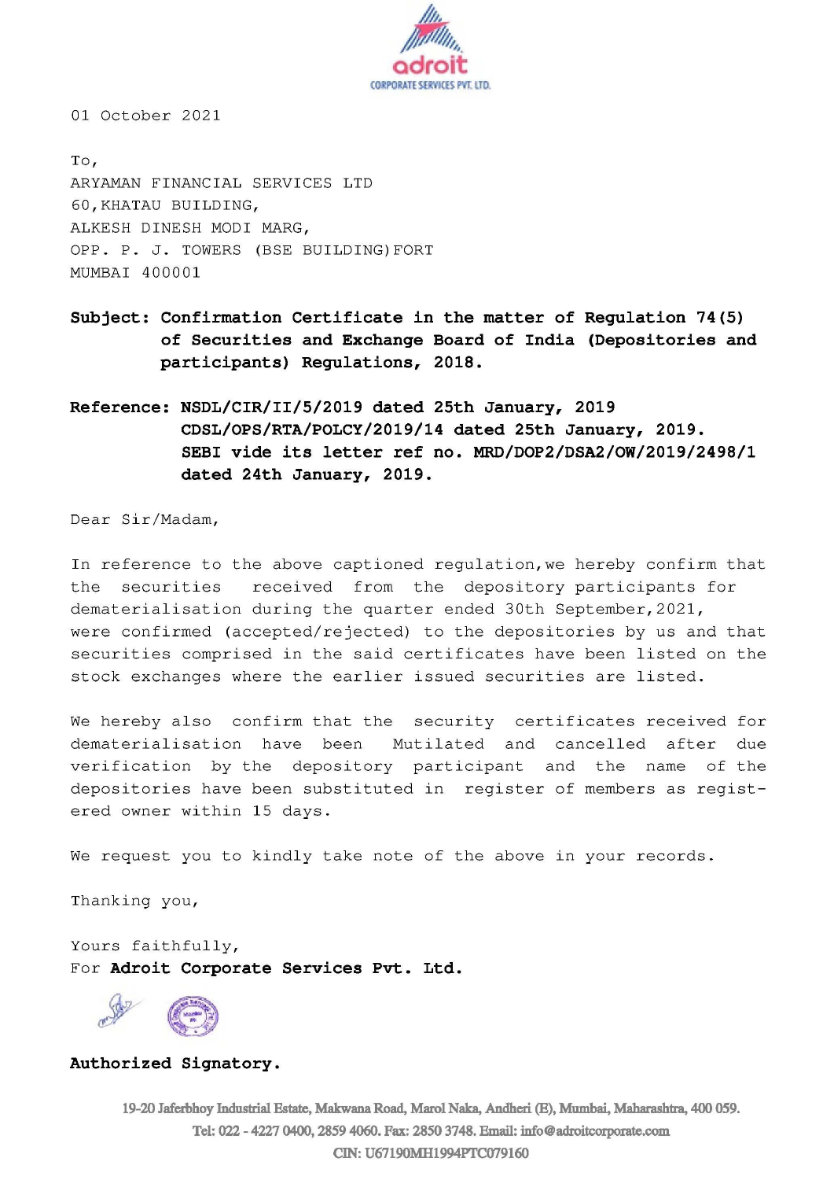adroit

CORPORATE SERVICES PVT. LTD.

01 October 2021

To,
ARYAMAN FINANCIAL SERVICES LTD
60,KHATAU BUILDING,
ALKESH DINESH MODI MARG,
OPP. P. J. TOWERS (BSE BUILDING)FORT
MUMBAI 400001

**Subject: Confirmation Certificate in the matter of Regulation 74(5) of Securities and Exchange Board of India (Depositories and participants) Regulations, 2018.**

**Reference: NSDL/CIR/II/5/2019 dated 25th January, 2019**
**CDSL/OPS/RTA/POLCY/2019/14 dated 25th January, 2019.**
**SEBI vide its letter ref no. MRD/DOP2/DSA2/OW/2019/2498/1 dated 24th January, 2019.**

Dear Sir/Madam,

In reference to the above captioned regulation,we hereby confirm that the securities received from the depository participants for dematerialisation during the quarter ended 30th September,2021, were confirmed (accepted/rejected) to the depositories by us and that securities comprised in the said certificates have been listed on the stock exchanges where the earlier issued securities are listed.

We hereby also confirm that the security certificates received for dematerialisation have been Mutilated and cancelled after due verification by the depository participant and the name of the depositories have been substituted in register of members as registered owner within 15 days.

We request you to kindly take note of the above in your records.

Thanking you,

Yours faithfully,
For **Adroit Corporate Services Pvt. Ltd.**

**Authorized Signatory.**

19-20 Jaferbhoy Industrial Estate, Makwana Road, Marol Naka, Andheri (E), Mumbai, Maharashtra, 400 059.
Tel: 022 - 4227 0400, 2859 4060. Fax: 2850 3748. Email: info@adroitcorporate.com
CIN: U67190MH1994PTC079160